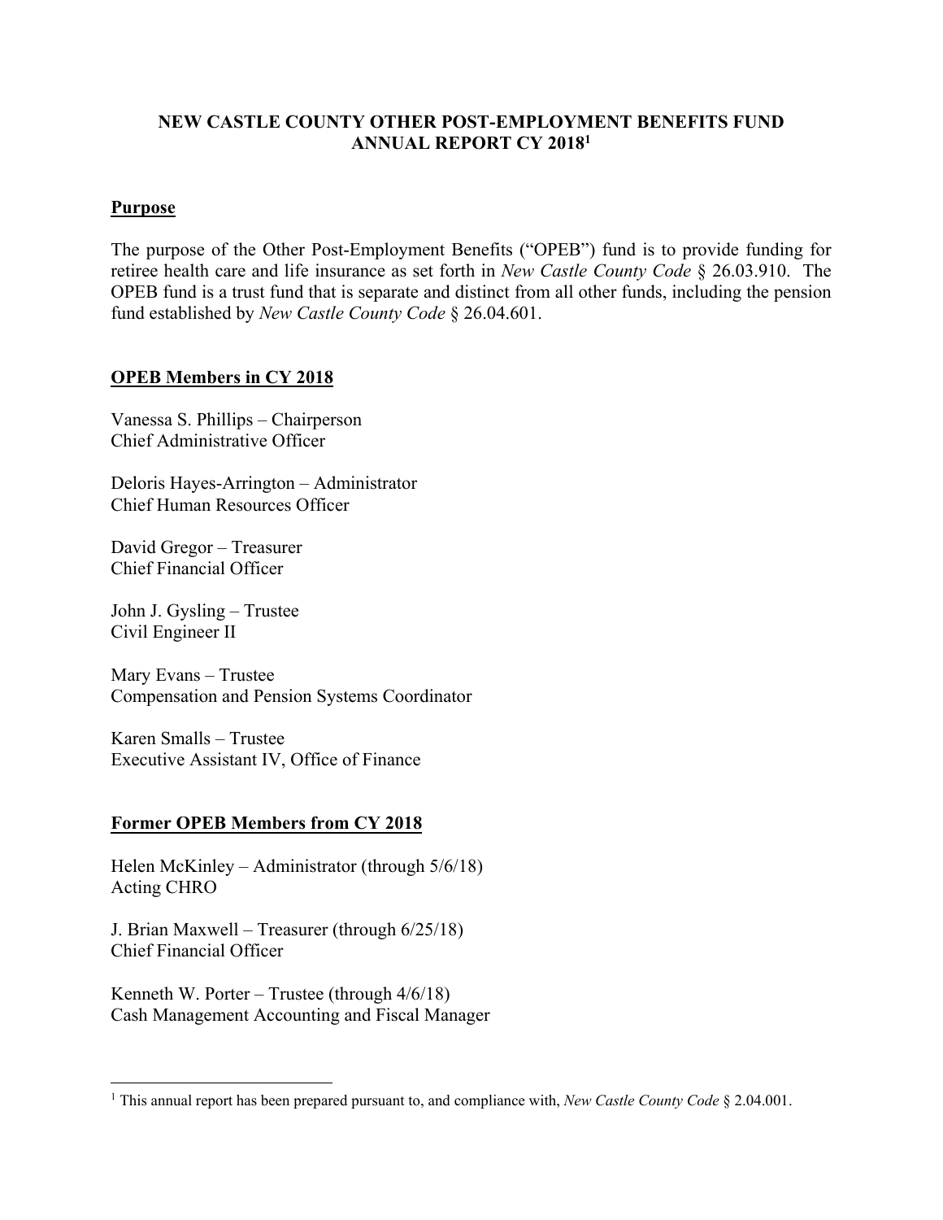# NEW CASTLE COUNTY OTHER POST-EMPLOYMENT BENEFITS FUND ANNUAL REPORT CY 2018[1]

## Purpose

The purpose of the Other Post-Employment Benefits ("OPEB") fund is to provide funding for retiree health care and life insurance as set forth in *New Castle County Code* § 26.03.910. The OPEB fund is a trust fund that is separate and distinct from all other funds, including the pension fund established by *New Castle County Code* § 26.04.601.

## OPEB Members in CY 2018

Vanessa S. Phillips – Chairperson
Chief Administrative Officer

Deloris Hayes-Arrington – Administrator
Chief Human Resources Officer

David Gregor – Treasurer
Chief Financial Officer

John J. Gysling – Trustee
Civil Engineer II

Mary Evans – Trustee
Compensation and Pension Systems Coordinator

Karen Smalls – Trustee
Executive Assistant IV, Office of Finance

## Former OPEB Members from CY 2018

Helen McKinley – Administrator (through 5/6/18)
Acting CHRO

J. Brian Maxwell – Treasurer (through 6/25/18)
Chief Financial Officer

Kenneth W. Porter – Trustee (through 4/6/18)
Cash Management Accounting and Fiscal Manager

[1] This annual report has been prepared pursuant to, and compliance with, *New Castle County Code* § 2.04.001.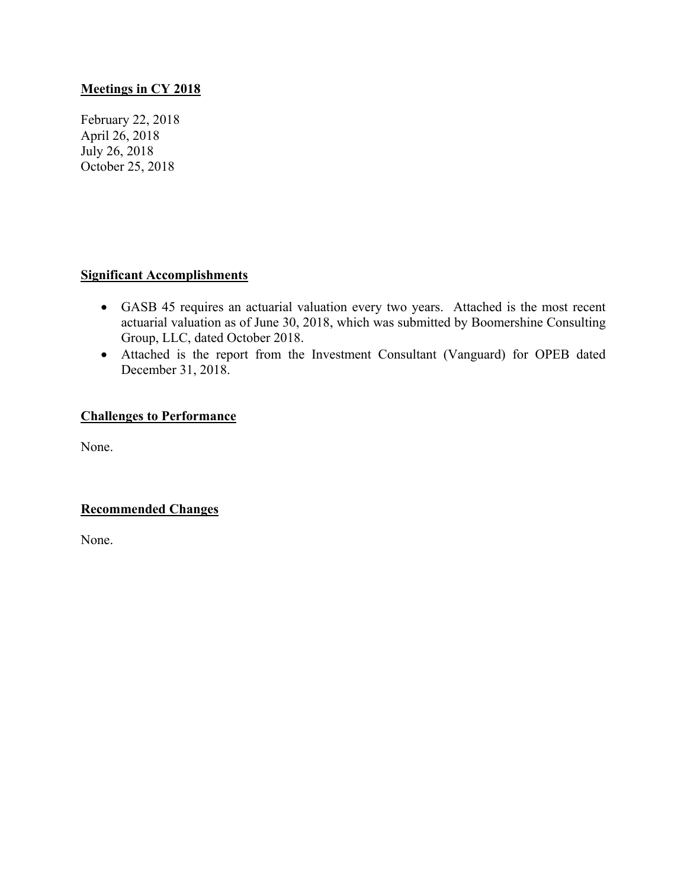**Meetings in CY 2018**

February 22, 2018
April 26, 2018
July 26, 2018
October 25, 2018

**Significant Accomplishments**

- GASB 45 requires an actuarial valuation every two years. Attached is the most recent actuarial valuation as of June 30, 2018, which was submitted by Boomershine Consulting Group, LLC, dated October 2018.
- Attached is the report from the Investment Consultant (Vanguard) for OPEB dated December 31, 2018.

**Challenges to Performance**

None.

**Recommended Changes**

None.